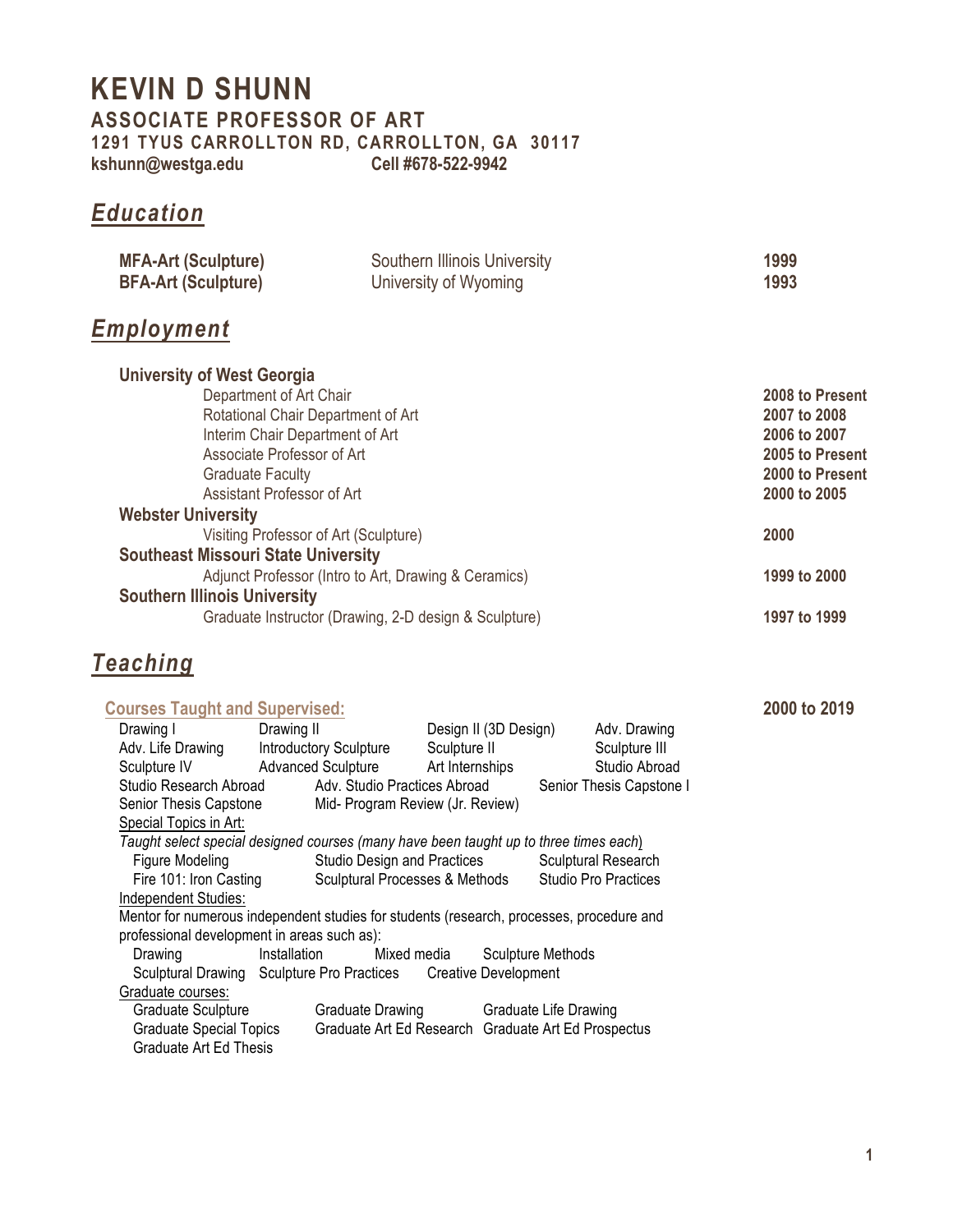# KEVIN D SHUNN

## ASSOCIATE PROFESSOR OF ART

**1291 TYUS CARROLLTON RD, CARROLLTON, GA 30117**

**kshunn@westga.edu** **Cell #678-522-9942**

## *Education*

| | | |
|---|---|---|
| **MFA-Art (Sculpture)** | Southern Illinois University | **1999** |
| **BFA-Art (Sculpture)** | University of Wyoming | **1993** |

## *Employment*

**University of West Georgia**

| | |
|---|---|
| Department of Art Chair | **2008 to Present** |
| Rotational Chair Department of Art | **2007 to 2008** |
| Interim Chair Department of Art | **2006 to 2007** |
| Associate Professor of Art | **2005 to Present** |
| Graduate Faculty | **2000 to Present** |
| Assistant Professor of Art | **2000 to 2005** |

**Webster University**

| | |
|---|---|
| Visiting Professor of Art (Sculpture) | **2000** |

**Southeast Missouri State University**

| | |
|---|---|
| Adjunct Professor (Intro to Art, Drawing & Ceramics) | **1999 to 2000** |

**Southern Illinois University**

| | |
|---|---|
| Graduate Instructor (Drawing, 2-D design & Sculpture) | **1997 to 1999** |

## *Teaching*

**Courses Taught and Supervised:** **2000 to 2019**

Drawing I, Drawing II, Design II (3D Design), Adv. Drawing
Adv. Life Drawing, Introductory Sculpture, Sculpture II, Sculpture III
Sculpture IV, Advanced Sculpture, Art Internships, Studio Abroad
Studio Research Abroad, Adv. Studio Practices Abroad, Senior Thesis Capstone I
Senior Thesis Capstone, Mid- Program Review (Jr. Review)

Special Topics in Art:

*Taught select special designed courses (many have been taught up to three times each)*

Figure Modeling, Studio Design and Practices, Sculptural Research
Fire 101: Iron Casting, Sculptural Processes & Methods, Studio Pro Practices

Independent Studies:

Mentor for numerous independent studies for students (research, processes, procedure and professional development in areas such as):

Drawing, Installation, Mixed media, Sculpture Methods
Sculptural Drawing, Sculpture Pro Practices, Creative Development

Graduate courses:

Graduate Sculpture, Graduate Drawing, Graduate Life Drawing
Graduate Special Topics, Graduate Art Ed Research, Graduate Art Ed Prospectus
Graduate Art Ed Thesis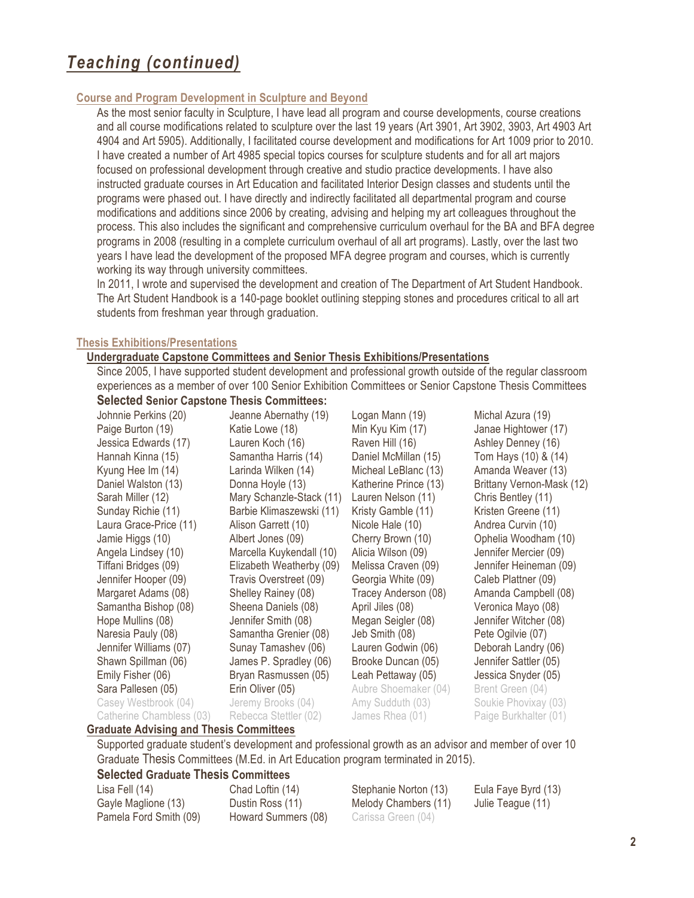# *Teaching (continued)*

## Course and Program Development in Sculpture and Beyond

As the most senior faculty in Sculpture, I have lead all program and course developments, course creations and all course modifications related to sculpture over the last 19 years (Art 3901, Art 3902, 3903, Art 4903 Art 4904 and Art 5905). Additionally, I facilitated course development and modifications for Art 1009 prior to 2010. I have created a number of Art 4985 special topics courses for sculpture students and for all art majors focused on professional development through creative and studio practice developments. I have also instructed graduate courses in Art Education and facilitated Interior Design classes and students until the programs were phased out. I have directly and indirectly facilitated all departmental program and course modifications and additions since 2006 by creating, advising and helping my art colleagues throughout the process. This also includes the significant and comprehensive curriculum overhaul for the BA and BFA degree programs in 2008 (resulting in a complete curriculum overhaul of all art programs). Lastly, over the last two years I have lead the development of the proposed MFA degree program and courses, which is currently working its way through university committees.

In 2011, I wrote and supervised the development and creation of The Department of Art Student Handbook. The Art Student Handbook is a 140-page booklet outlining stepping stones and procedures critical to all art students from freshman year through graduation.

## Thesis Exhibitions/Presentations

### Undergraduate Capstone Committees and Senior Thesis Exhibitions/Presentations

Since 2005, I have supported student development and professional growth outside of the regular classroom experiences as a member of over 100 Senior Exhibition Committees or Senior Capstone Thesis Committees

**Selected Senior Capstone Thesis Committees:**

| | | | |
|---|---|---|---|
| Johnnie Perkins (20) | Jeanne Abernathy (19) | Logan Mann (19) | Michal Azura (19) |
| Paige Burton (19) | Katie Lowe (18) | Min Kyu Kim (17) | Janae Hightower (17) |
| Jessica Edwards (17) | Lauren Koch (16) | Raven Hill (16) | Ashley Denney (16) |
| Hannah Kinna (15) | Samantha Harris (14) | Daniel McMillan (15) | Tom Hays (10) & (14) |
| Kyung Hee Im (14) | Larinda Wilken (14) | Micheal LeBlanc (13) | Amanda Weaver (13) |
| Daniel Walston (13) | Donna Hoyle (13) | Katherine Prince (13) | Brittany Vernon-Mask (12) |
| Sarah Miller (12) | Mary Schanzle-Stack (11) | Lauren Nelson (11) | Chris Bentley (11) |
| Sunday Richie (11) | Barbie Klimaszewski (11) | Kristy Gamble (11) | Kristen Greene (11) |
| Laura Grace-Price (11) | Alison Garrett (10) | Nicole Hale (10) | Andrea Curvin (10) |
| Jamie Higgs (10) | Albert Jones (09) | Cherry Brown (10) | Ophelia Woodham (10) |
| Angela Lindsey (10) | Marcella Kuykendall (10) | Alicia Wilson (09) | Jennifer Mercier (09) |
| Tiffani Bridges (09) | Elizabeth Weatherby (09) | Melissa Craven (09) | Jennifer Heineman (09) |
| Jennifer Hooper (09) | Travis Overstreet (09) | Georgia White (09) | Caleb Plattner (09) |
| Margaret Adams (08) | Shelley Rainey (08) | Tracey Anderson (08) | Amanda Campbell (08) |
| Samantha Bishop (08) | Sheena Daniels (08) | April Jiles (08) | Veronica Mayo (08) |
| Hope Mullins (08) | Jennifer Smith (08) | Megan Seigler (08) | Jennifer Witcher (08) |
| Naresia Pauly (08) | Samantha Grenier (08) | Jeb Smith (08) | Pete Ogilvie (07) |
| Jennifer Williams (07) | Sunay Tamashev (06) | Lauren Godwin (06) | Deborah Landry (06) |
| Shawn Spillman (06) | James P. Spradley (06) | Brooke Duncan (05) | Jennifer Sattler (05) |
| Emily Fisher (06) | Bryan Rasmussen (05) | Leah Pettaway (05) | Jessica Snyder (05) |
| Sara Pallesen (05) | Erin Oliver (05) | Aubre Shoemaker (04) | Brent Green (04) |
| Casey Westbrook (04) | Jeremy Brooks (04) | Amy Sudduth (03) | Soukie Phovixay (03) |
| Catherine Chambless (03) | Rebecca Stettler (02) | James Rhea (01) | Paige Burkhalter (01) |

### Graduate Advising and Thesis Committees

Supported graduate student's development and professional growth as an advisor and member of over 10 Graduate Thesis Committees (M.Ed. in Art Education program terminated in 2015).

**Selected Graduate Thesis Committees**

| | | | |
|---|---|---|---|
| Lisa Fell (14) | Chad Loftin (14) | Stephanie Norton (13) | Eula Faye Byrd (13) |
| Gayle Maglione (13) | Dustin Ross (11) | Melody Chambers (11) | Julie Teague (11) |
| Pamela Ford Smith (09) | Howard Summers (08) | Carissa Green (04) | |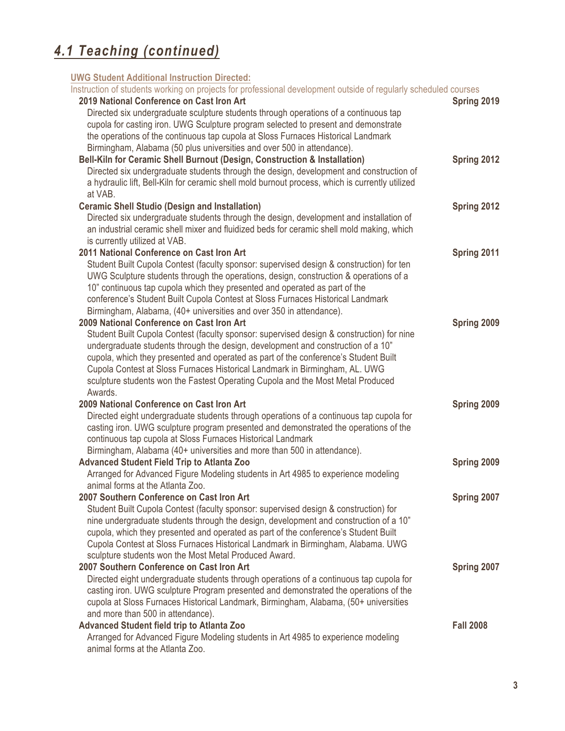## *4.1 Teaching (continued)*

**UWG Student Additional Instruction Directed:**

Instruction of students working on projects for professional development outside of regularly scheduled courses

**2019 National Conference on Cast Iron Art** — **Spring 2019**

Directed six undergraduate sculpture students through operations of a continuous tap cupola for casting iron. UWG Sculpture program selected to present and demonstrate the operations of the continuous tap cupola at Sloss Furnaces Historical Landmark Birmingham, Alabama (50 plus universities and over 500 in attendance).

**Bell-Kiln for Ceramic Shell Burnout (Design, Construction & Installation)** — **Spring 2012**

Directed six undergraduate students through the design, development and construction of a hydraulic lift, Bell-Kiln for ceramic shell mold burnout process, which is currently utilized at VAB.

**Ceramic Shell Studio (Design and Installation)** — **Spring 2012**

Directed six undergraduate students through the design, development and installation of an industrial ceramic shell mixer and fluidized beds for ceramic shell mold making, which is currently utilized at VAB.

**2011 National Conference on Cast Iron Art** — **Spring 2011**

Student Built Cupola Contest (faculty sponsor: supervised design & construction) for ten UWG Sculpture students through the operations, design, construction & operations of a 10" continuous tap cupola which they presented and operated as part of the conference's Student Built Cupola Contest at Sloss Furnaces Historical Landmark Birmingham, Alabama, (40+ universities and over 350 in attendance).

**2009 National Conference on Cast Iron Art** — **Spring 2009**

Student Built Cupola Contest (faculty sponsor: supervised design & construction) for nine undergraduate students through the design, development and construction of a 10" cupola, which they presented and operated as part of the conference's Student Built Cupola Contest at Sloss Furnaces Historical Landmark in Birmingham, AL. UWG sculpture students won the Fastest Operating Cupola and the Most Metal Produced Awards.

**2009 National Conference on Cast Iron Art** — **Spring 2009**

Directed eight undergraduate students through operations of a continuous tap cupola for casting iron. UWG sculpture program presented and demonstrated the operations of the continuous tap cupola at Sloss Furnaces Historical Landmark Birmingham, Alabama (40+ universities and more than 500 in attendance).

**Advanced Student Field Trip to Atlanta Zoo** — **Spring 2009**

Arranged for Advanced Figure Modeling students in Art 4985 to experience modeling animal forms at the Atlanta Zoo.

**2007 Southern Conference on Cast Iron Art** — **Spring 2007**

Student Built Cupola Contest (faculty sponsor: supervised design & construction) for nine undergraduate students through the design, development and construction of a 10" cupola, which they presented and operated as part of the conference's Student Built Cupola Contest at Sloss Furnaces Historical Landmark in Birmingham, Alabama. UWG sculpture students won the Most Metal Produced Award.

**2007 Southern Conference on Cast Iron Art** — **Spring 2007**

Directed eight undergraduate students through operations of a continuous tap cupola for casting iron. UWG sculpture Program presented and demonstrated the operations of the cupola at Sloss Furnaces Historical Landmark, Birmingham, Alabama, (50+ universities and more than 500 in attendance).

**Advanced Student field trip to Atlanta Zoo** — **Fall 2008**

Arranged for Advanced Figure Modeling students in Art 4985 to experience modeling animal forms at the Atlanta Zoo.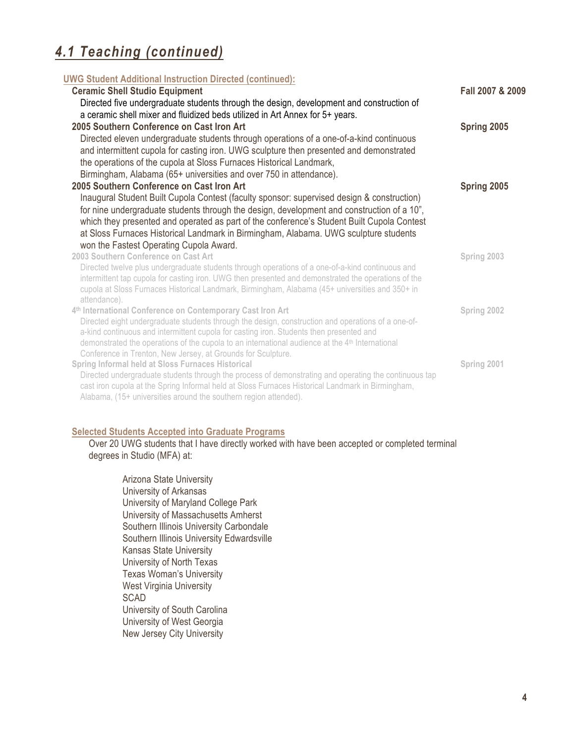# *4.1 Teaching (continued)*

**UWG Student Additional Instruction Directed (continued):**

**Ceramic Shell Studio Equipment** — **Fall 2007 & 2009**

Directed five undergraduate students through the design, development and construction of a ceramic shell mixer and fluidized beds utilized in Art Annex for 5+ years.

**2005 Southern Conference on Cast Iron Art** — **Spring 2005**

Directed eleven undergraduate students through operations of a one-of-a-kind continuous and intermittent cupola for casting iron. UWG sculpture then presented and demonstrated the operations of the cupola at Sloss Furnaces Historical Landmark, Birmingham, Alabama (65+ universities and over 750 in attendance).

**2005 Southern Conference on Cast Iron Art** — **Spring 2005**

Inaugural Student Built Cupola Contest (faculty sponsor: supervised design & construction) for nine undergraduate students through the design, development and construction of a 10", which they presented and operated as part of the conference's Student Built Cupola Contest at Sloss Furnaces Historical Landmark in Birmingham, Alabama. UWG sculpture students won the Fastest Operating Cupola Award.

**2003 Southern Conference on Cast Art** — **Spring 2003**

Directed twelve plus undergraduate students through operations of a one-of-a-kind continuous and intermittent tap cupola for casting iron. UWG then presented and demonstrated the operations of the cupola at Sloss Furnaces Historical Landmark, Birmingham, Alabama (45+ universities and 350+ in attendance).

**4th International Conference on Contemporary Cast Iron Art** — **Spring 2002**

Directed eight undergraduate students through the design, construction and operations of a one-of-a-kind continuous and intermittent cupola for casting iron. Students then presented and demonstrated the operations of the cupola to an international audience at the 4th International Conference in Trenton, New Jersey, at Grounds for Sculpture.

**Spring Informal held at Sloss Furnaces Historical** — **Spring 2001**

Directed undergraduate students through the process of demonstrating and operating the continuous tap cast iron cupola at the Spring Informal held at Sloss Furnaces Historical Landmark in Birmingham, Alabama, (15+ universities around the southern region attended).

**Selected Students Accepted into Graduate Programs**

Over 20 UWG students that I have directly worked with have been accepted or completed terminal degrees in Studio (MFA) at:

- Arizona State University
- University of Arkansas
- University of Maryland College Park
- University of Massachusetts Amherst
- Southern Illinois University Carbondale
- Southern Illinois University Edwardsville
- Kansas State University
- University of North Texas
- Texas Woman's University
- West Virginia University
- SCAD
- University of South Carolina
- University of West Georgia
- New Jersey City University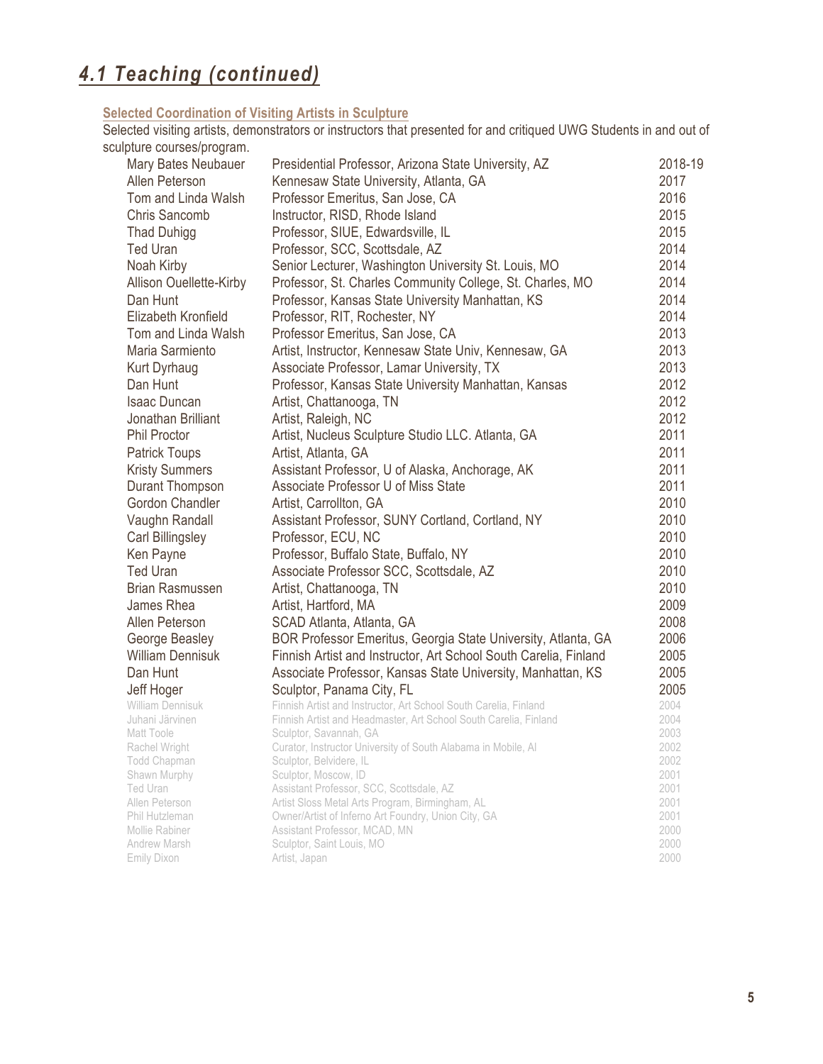## *4.1 Teaching (continued)*

### Selected Coordination of Visiting Artists in Sculpture

Selected visiting artists, demonstrators or instructors that presented for and critiqued UWG Students in and out of sculpture courses/program.

| | | |
|---|---|---|
| Mary Bates Neubauer | Presidential Professor, Arizona State University, AZ | 2018-19 |
| Allen Peterson | Kennesaw State University, Atlanta, GA | 2017 |
| Tom and Linda Walsh | Professor Emeritus, San Jose, CA | 2016 |
| Chris Sancomb | Instructor, RISD, Rhode Island | 2015 |
| Thad Duhigg | Professor, SIUE, Edwardsville, IL | 2015 |
| Ted Uran | Professor, SCC, Scottsdale, AZ | 2014 |
| Noah Kirby | Senior Lecturer, Washington University St. Louis, MO | 2014 |
| Allison Ouellette-Kirby | Professor, St. Charles Community College, St. Charles, MO | 2014 |
| Dan Hunt | Professor, Kansas State University Manhattan, KS | 2014 |
| Elizabeth Kronfield | Professor, RIT, Rochester, NY | 2014 |
| Tom and Linda Walsh | Professor Emeritus, San Jose, CA | 2013 |
| Maria Sarmiento | Artist, Instructor, Kennesaw State Univ, Kennesaw, GA | 2013 |
| Kurt Dyrhaug | Associate Professor, Lamar University, TX | 2013 |
| Dan Hunt | Professor, Kansas State University Manhattan, Kansas | 2012 |
| Isaac Duncan | Artist, Chattanooga, TN | 2012 |
| Jonathan Brilliant | Artist, Raleigh, NC | 2012 |
| Phil Proctor | Artist, Nucleus Sculpture Studio LLC. Atlanta, GA | 2011 |
| Patrick Toups | Artist, Atlanta, GA | 2011 |
| Kristy Summers | Assistant Professor, U of Alaska, Anchorage, AK | 2011 |
| Durant Thompson | Associate Professor U of Miss State | 2011 |
| Gordon Chandler | Artist, Carrollton, GA | 2010 |
| Vaughn Randall | Assistant Professor, SUNY Cortland, Cortland, NY | 2010 |
| Carl Billingsley | Professor, ECU, NC | 2010 |
| Ken Payne | Professor, Buffalo State, Buffalo, NY | 2010 |
| Ted Uran | Associate Professor SCC, Scottsdale, AZ | 2010 |
| Brian Rasmussen | Artist, Chattanooga, TN | 2010 |
| James Rhea | Artist, Hartford, MA | 2009 |
| Allen Peterson | SCAD Atlanta, Atlanta, GA | 2008 |
| George Beasley | BOR Professor Emeritus, Georgia State University, Atlanta, GA | 2006 |
| William Dennisuk | Finnish Artist and Instructor, Art School South Carelia, Finland | 2005 |
| Dan Hunt | Associate Professor, Kansas State University, Manhattan, KS | 2005 |
| Jeff Hoger | Sculptor, Panama City, FL | 2005 |
| William Dennisuk | Finnish Artist and Instructor, Art School South Carelia, Finland | 2004 |
| Juhani Järvinen | Finnish Artist and Headmaster, Art School South Carelia, Finland | 2004 |
| Matt Toole | Sculptor, Savannah, GA | 2003 |
| Rachel Wright | Curator, Instructor University of South Alabama in Mobile, Al | 2002 |
| Todd Chapman | Sculptor, Belvidere, IL | 2002 |
| Shawn Murphy | Sculptor, Moscow, ID | 2001 |
| Ted Uran | Assistant Professor, SCC, Scottsdale, AZ | 2001 |
| Allen Peterson | Artist Sloss Metal Arts Program, Birmingham, AL | 2001 |
| Phil Hutzleman | Owner/Artist of Inferno Art Foundry, Union City, GA | 2001 |
| Mollie Rabiner | Assistant Professor, MCAD, MN | 2000 |
| Andrew Marsh | Sculptor, Saint Louis, MO | 2000 |
| Emily Dixon | Artist, Japan | 2000 |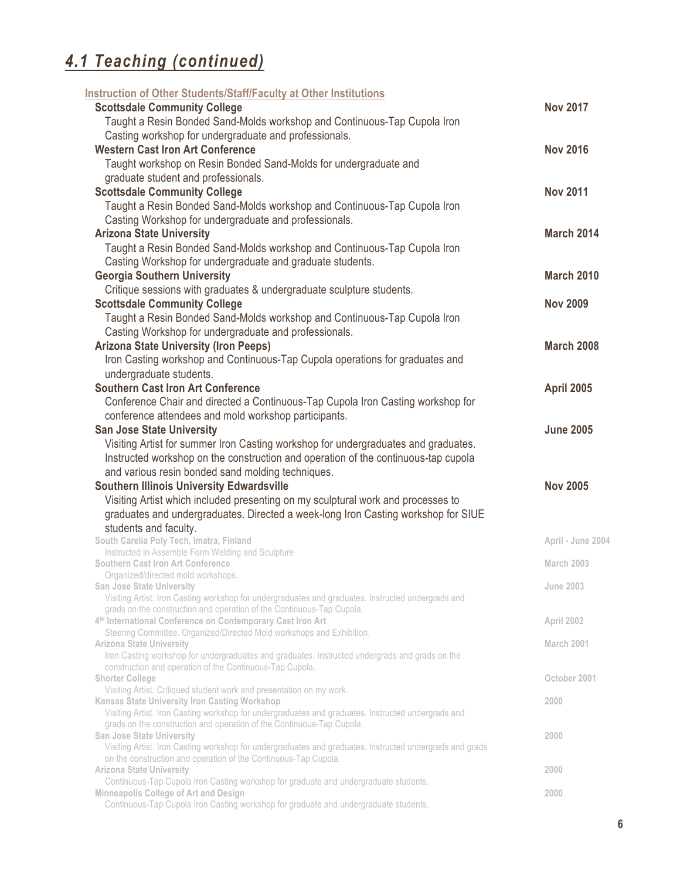## *4.1 Teaching (continued)*

### Instruction of Other Students/Staff/Faculty at Other Institutions

**Scottsdale Community College** — **Nov 2017**
Taught a Resin Bonded Sand-Molds workshop and Continuous-Tap Cupola Iron Casting workshop for undergraduate and professionals.

**Western Cast Iron Art Conference** — **Nov 2016**
Taught workshop on Resin Bonded Sand-Molds for undergraduate and graduate student and professionals.

**Scottsdale Community College** — **Nov 2011**
Taught a Resin Bonded Sand-Molds workshop and Continuous-Tap Cupola Iron Casting Workshop for undergraduate and professionals.

**Arizona State University** — **March 2014**
Taught a Resin Bonded Sand-Molds workshop and Continuous-Tap Cupola Iron Casting Workshop for undergraduate and graduate students.

**Georgia Southern University** — **March 2010**
Critique sessions with graduates & undergraduate sculpture students.

**Scottsdale Community College** — **Nov 2009**
Taught a Resin Bonded Sand-Molds workshop and Continuous-Tap Cupola Iron Casting Workshop for undergraduate and professionals.

**Arizona State University (Iron Peeps)** — **March 2008**
Iron Casting workshop and Continuous-Tap Cupola operations for graduates and undergraduate students.

**Southern Cast Iron Art Conference** — **April 2005**
Conference Chair and directed a Continuous-Tap Cupola Iron Casting workshop for conference attendees and mold workshop participants.

**San Jose State University** — **June 2005**
Visiting Artist for summer Iron Casting workshop for undergraduates and graduates. Instructed workshop on the construction and operation of the continuous-tap cupola and various resin bonded sand molding techniques.

**Southern Illinois University Edwardsville** — **Nov 2005**
Visiting Artist which included presenting on my sculptural work and processes to graduates and undergraduates. Directed a week-long Iron Casting workshop for SIUE students and faculty.

**South Carelia Poly Tech, Imatra, Finland** — **April - June 2004**
Instructed in Assemble Form Welding and Sculpture

**Southern Cast Iron Art Conference** — **March 2003**
Organized/directed mold workshops.

**San Jose State University** — **June 2003**
Visiting Artist. Iron Casting workshop for undergraduates and graduates. Instructed undergrads and grads on the construction and operation of the Continuous-Tap Cupola.

**4th International Conference on Contemporary Cast Iron Art** — **April 2002**
Steering Committee. Organized/Directed Mold workshops and Exhibition.

**Arizona State University** — **March 2001**
Iron Casting workshop for undergraduates and graduates. Instructed undergrads and grads on the construction and operation of the Continuous-Tap Cupola.

**Shorter College** — **October 2001**
Visiting Artist. Critiqued student work and presentation on my work.

**Kansas State University Iron Casting Workshop** — **2000**
Visiting Artist. Iron Casting workshop for undergraduates and graduates. Instructed undergrads and grads on the construction and operation of the Continuous-Tap Cupola.

**San Jose State University** — **2000**
Visiting Artist. Iron Casting workshop for undergraduates and graduates. Instructed undergrads and grads on the construction and operation of the Continuous-Tap Cupola.

**Arizona State University** — **2000**
Continuous-Tap Cupola Iron Casting workshop for graduate and undergraduate students.

**Minneapolis College of Art and Design** — **2000**
Continuous-Tap Cupola Iron Casting workshop for graduate and undergraduate students.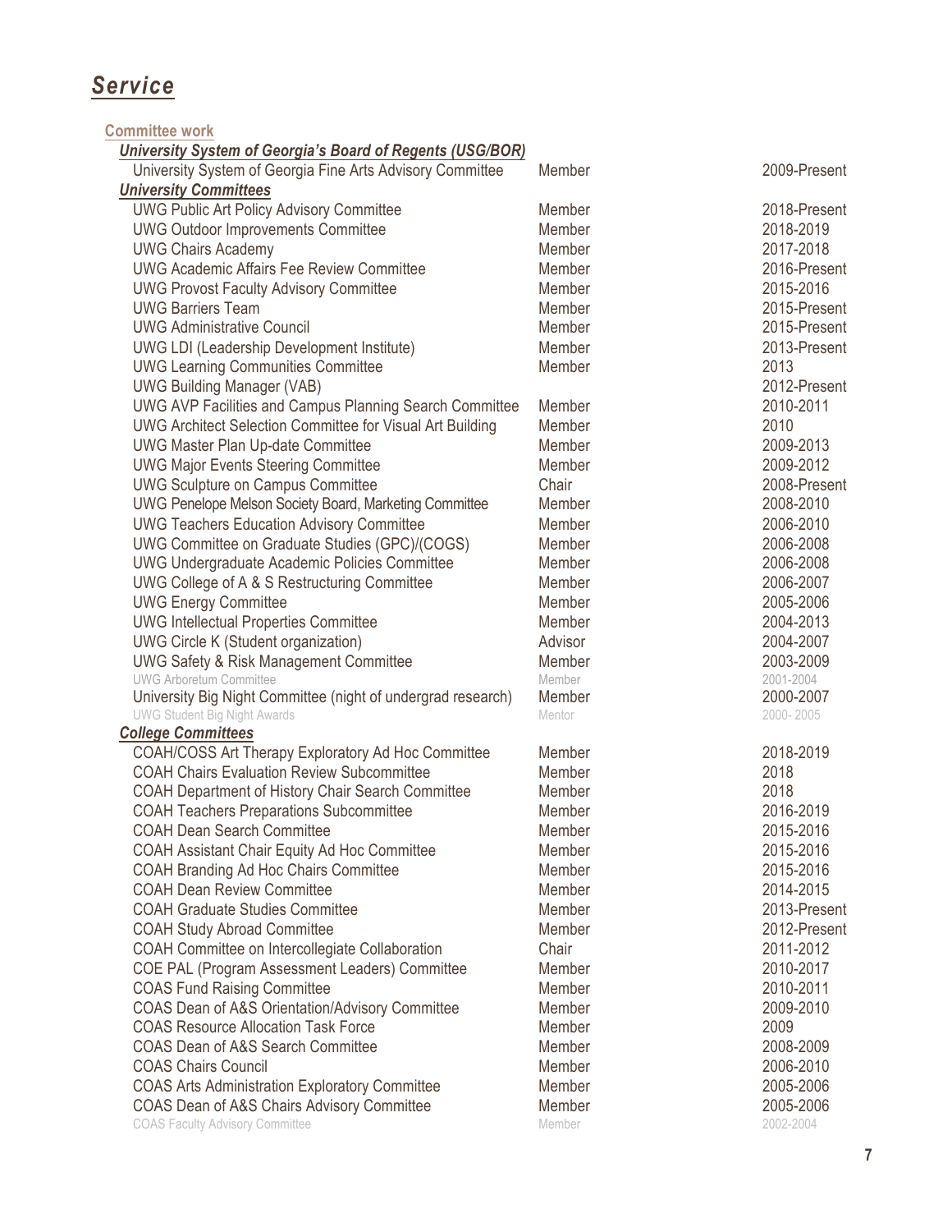## *Service*

**Committee work**

***University System of Georgia's Board of Regents (USG/BOR)***

| | | |
|---|---|---|
| University System of Georgia Fine Arts Advisory Committee | Member | 2009-Present |

***University Committees***

| | | |
|---|---|---|
| UWG Public Art Policy Advisory Committee | Member | 2018-Present |
| UWG Outdoor Improvements Committee | Member | 2018-2019 |
| UWG Chairs Academy | Member | 2017-2018 |
| UWG Academic Affairs Fee Review Committee | Member | 2016-Present |
| UWG Provost Faculty Advisory Committee | Member | 2015-2016 |
| UWG Barriers Team | Member | 2015-Present |
| UWG Administrative Council | Member | 2015-Present |
| UWG LDI (Leadership Development Institute) | Member | 2013-Present |
| UWG Learning Communities Committee | Member | 2013 |
| UWG Building Manager (VAB) | | 2012-Present |
| UWG AVP Facilities and Campus Planning Search Committee | Member | 2010-2011 |
| UWG Architect Selection Committee for Visual Art Building | Member | 2010 |
| UWG Master Plan Up-date Committee | Member | 2009-2013 |
| UWG Major Events Steering Committee | Member | 2009-2012 |
| UWG Sculpture on Campus Committee | Chair | 2008-Present |
| UWG Penelope Melson Society Board, Marketing Committee | Member | 2008-2010 |
| UWG Teachers Education Advisory Committee | Member | 2006-2010 |
| UWG Committee on Graduate Studies (GPC)/(COGS) | Member | 2006-2008 |
| UWG Undergraduate Academic Policies Committee | Member | 2006-2008 |
| UWG College of A & S Restructuring Committee | Member | 2006-2007 |
| UWG Energy Committee | Member | 2005-2006 |
| UWG Intellectual Properties Committee | Member | 2004-2013 |
| UWG Circle K (Student organization) | Advisor | 2004-2007 |
| UWG Safety & Risk Management Committee | Member | 2003-2009 |
| UWG Arboretum Committee | Member | 2001-2004 |
| University Big Night Committee (night of undergrad research) | Member | 2000-2007 |
| UWG Student Big Night Awards | Mentor | 2000- 2005 |

***College Committees***

| | | |
|---|---|---|
| COAH/COSS Art Therapy Exploratory Ad Hoc Committee | Member | 2018-2019 |
| COAH Chairs Evaluation Review Subcommittee | Member | 2018 |
| COAH Department of History Chair Search Committee | Member | 2018 |
| COAH Teachers Preparations Subcommittee | Member | 2016-2019 |
| COAH Dean Search Committee | Member | 2015-2016 |
| COAH Assistant Chair Equity Ad Hoc Committee | Member | 2015-2016 |
| COAH Branding Ad Hoc Chairs Committee | Member | 2015-2016 |
| COAH Dean Review Committee | Member | 2014-2015 |
| COAH Graduate Studies Committee | Member | 2013-Present |
| COAH Study Abroad Committee | Member | 2012-Present |
| COAH Committee on Intercollegiate Collaboration | Chair | 2011-2012 |
| COE PAL (Program Assessment Leaders) Committee | Member | 2010-2017 |
| COAS Fund Raising Committee | Member | 2010-2011 |
| COAS Dean of A&S Orientation/Advisory Committee | Member | 2009-2010 |
| COAS Resource Allocation Task Force | Member | 2009 |
| COAS Dean of A&S Search Committee | Member | 2008-2009 |
| COAS Chairs Council | Member | 2006-2010 |
| COAS Arts Administration Exploratory Committee | Member | 2005-2006 |
| COAS Dean of A&S Chairs Advisory Committee | Member | 2005-2006 |
| COAS Faculty Advisory Committee | Member | 2002-2004 |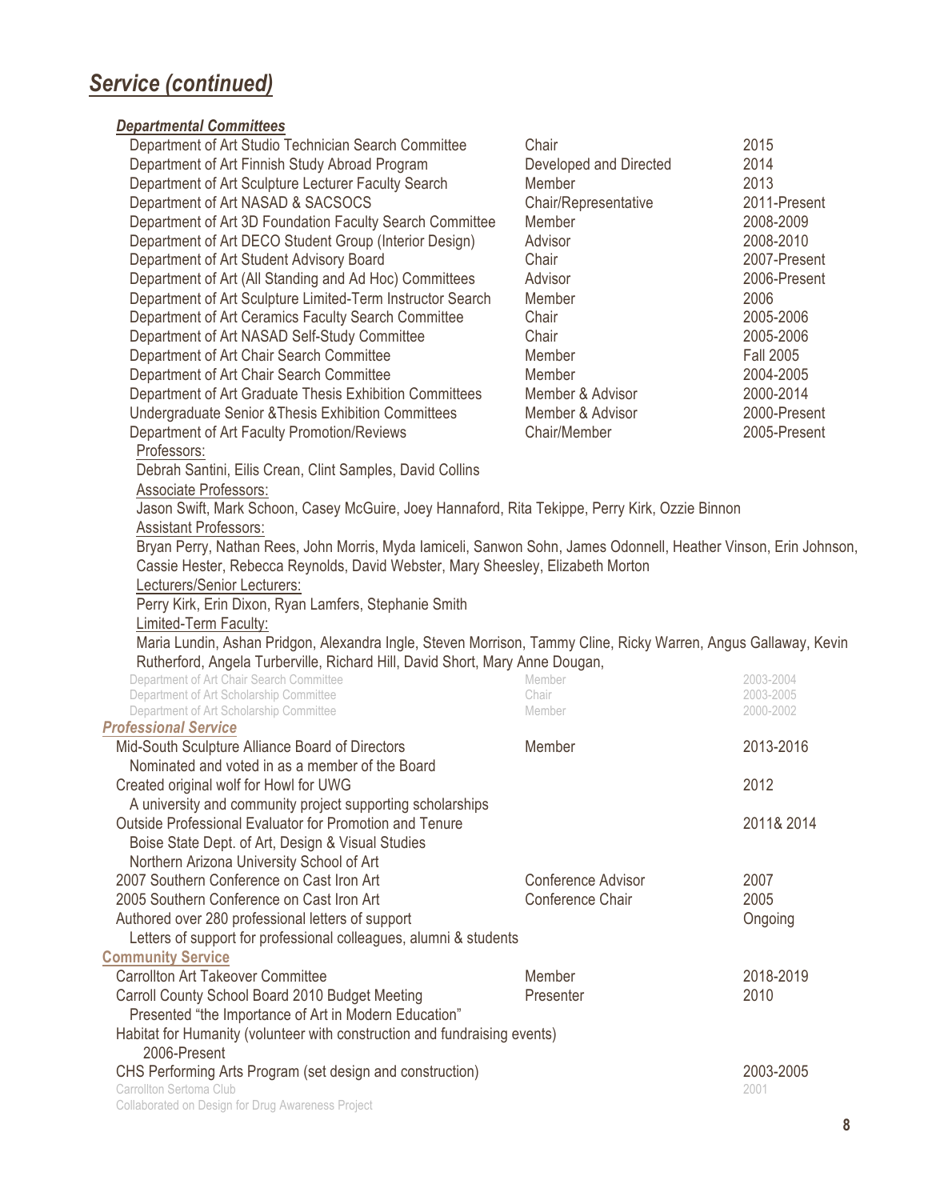## *Service (continued)*

### *Departmental Committees*

| | | |
|---|---|---|
| Department of Art Studio Technician Search Committee | Chair | 2015 |
| Department of Art Finnish Study Abroad Program | Developed and Directed | 2014 |
| Department of Art Sculpture Lecturer Faculty Search | Member | 2013 |
| Department of Art NASAD & SACSOCS | Chair/Representative | 2011-Present |
| Department of Art 3D Foundation Faculty Search Committee | Member | 2008-2009 |
| Department of Art DECO Student Group (Interior Design) | Advisor | 2008-2010 |
| Department of Art Student Advisory Board | Chair | 2007-Present |
| Department of Art (All Standing and Ad Hoc) Committees | Advisor | 2006-Present |
| Department of Art Sculpture Limited-Term Instructor Search | Member | 2006 |
| Department of Art Ceramics Faculty Search Committee | Chair | 2005-2006 |
| Department of Art NASAD Self-Study Committee | Chair | 2005-2006 |
| Department of Art Chair Search Committee | Member | Fall 2005 |
| Department of Art Chair Search Committee | Member | 2004-2005 |
| Department of Art Graduate Thesis Exhibition Committees | Member & Advisor | 2000-2014 |
| Undergraduate Senior &Thesis Exhibition Committees | Member & Advisor | 2000-Present |
| Department of Art Faculty Promotion/Reviews | Chair/Member | 2005-Present |

Professors:
Debrah Santini, Eilis Crean, Clint Samples, David Collins

Associate Professors:
Jason Swift, Mark Schoon, Casey McGuire, Joey Hannaford, Rita Tekippe, Perry Kirk, Ozzie Binnon

Assistant Professors:
Bryan Perry, Nathan Rees, John Morris, Myda Iamiceli, Sanwon Sohn, James Odonnell, Heather Vinson, Erin Johnson, Cassie Hester, Rebecca Reynolds, David Webster, Mary Sheesley, Elizabeth Morton

Lecturers/Senior Lecturers:
Perry Kirk, Erin Dixon, Ryan Lamfers, Stephanie Smith

Limited-Term Faculty:
Maria Lundin, Ashan Pridgon, Alexandra Ingle, Steven Morrison, Tammy Cline, Ricky Warren, Angus Gallaway, Kevin Rutherford, Angela Turberville, Richard Hill, David Short, Mary Anne Dougan,

| | | |
|---|---|---|
| Department of Art Chair Search Committee | Member | 2003-2004 |
| Department of Art Scholarship Committee | Chair | 2003-2005 |
| Department of Art Scholarship Committee | Member | 2000-2002 |

### *Professional Service*

| | | |
|---|---|---|
| Mid-South Sculpture Alliance Board of Directors<br>Nominated and voted in as a member of the Board | Member | 2013-2016 |
| Created original wolf for Howl for UWG<br>A university and community project supporting scholarships | | 2012 |
| Outside Professional Evaluator for Promotion and Tenure<br>Boise State Dept. of Art, Design & Visual Studies<br>Northern Arizona University School of Art | | 2011& 2014 |
| 2007 Southern Conference on Cast Iron Art | Conference Advisor | 2007 |
| 2005 Southern Conference on Cast Iron Art | Conference Chair | 2005 |
| Authored over 280 professional letters of support<br>Letters of support for professional colleagues, alumni & students | | Ongoing |

### Community Service

| | | |
|---|---|---|
| Carrollton Art Takeover Committee | Member | 2018-2019 |
| Carroll County School Board 2010 Budget Meeting<br>Presented "the Importance of Art in Modern Education" | Presenter | 2010 |
| Habitat for Humanity (volunteer with construction and fundraising events)<br>2006-Present | | |
| CHS Performing Arts Program (set design and construction) | | 2003-2005 |
| Carrollton Sertoma Club<br>Collaborated on Design for Drug Awareness Project | | 2001 |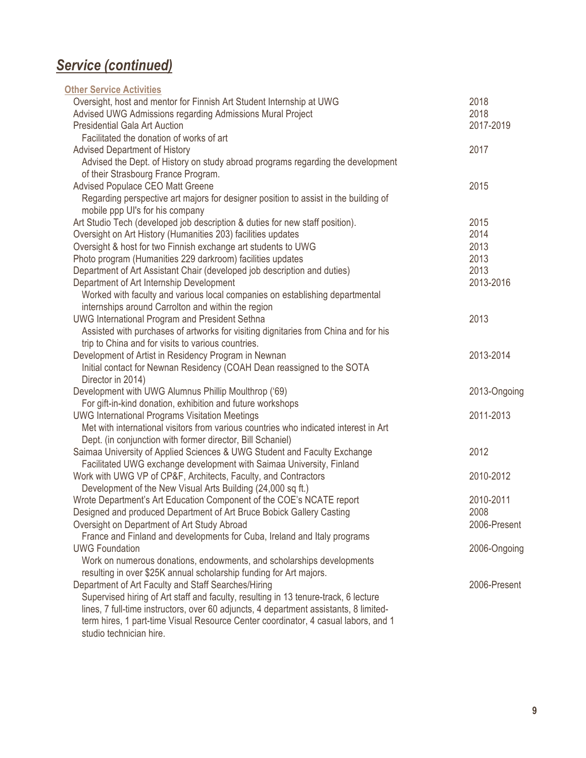## *Service (continued)*

### Other Service Activities

| Activity | Date |
|---|---|
| Oversight, host and mentor for Finnish Art Student Internship at UWG | 2018 |
| Advised UWG Admissions regarding Admissions Mural Project | 2018 |
| Presidential Gala Art Auction<br>Facilitated the donation of works of art | 2017-2019 |
| Advised Department of History<br>Advised the Dept. of History on study abroad programs regarding the development of their Strasbourg France Program. | 2017 |
| Advised Populace CEO Matt Greene<br>Regarding perspective art majors for designer position to assist in the building of mobile ppp UI's for his company | 2015 |
| Art Studio Tech (developed job description & duties for new staff position). | 2015 |
| Oversight on Art History (Humanities 203) facilities updates | 2014 |
| Oversight & host for two Finnish exchange art students to UWG | 2013 |
| Photo program (Humanities 229 darkroom) facilities updates | 2013 |
| Department of Art Assistant Chair (developed job description and duties) | 2013 |
| Department of Art Internship Development<br>Worked with faculty and various local companies on establishing departmental internships around Carrolton and within the region | 2013-2016 |
| UWG International Program and President Sethna<br>Assisted with purchases of artworks for visiting dignitaries from China and for his trip to China and for visits to various countries. | 2013 |
| Development of Artist in Residency Program in Newnan<br>Initial contact for Newnan Residency (COAH Dean reassigned to the SOTA Director in 2014) | 2013-2014 |
| Development with UWG Alumnus Phillip Moulthrop ('69)<br>For gift-in-kind donation, exhibition and future workshops | 2013-Ongoing |
| UWG International Programs Visitation Meetings<br>Met with international visitors from various countries who indicated interest in Art Dept. (in conjunction with former director, Bill Schaniel) | 2011-2013 |
| Saimaa University of Applied Sciences & UWG Student and Faculty Exchange<br>Facilitated UWG exchange development with Saimaa University, Finland | 2012 |
| Work with UWG VP of CP&F, Architects, Faculty, and Contractors<br>Development of the New Visual Arts Building (24,000 sq ft.) | 2010-2012 |
| Wrote Department's Art Education Component of the COE's NCATE report | 2010-2011 |
| Designed and produced Department of Art Bruce Bobick Gallery Casting | 2008 |
| Oversight on Department of Art Study Abroad<br>France and Finland and developments for Cuba, Ireland and Italy programs | 2006-Present |
| UWG Foundation<br>Work on numerous donations, endowments, and scholarships developments resulting in over $25K annual scholarship funding for Art majors. | 2006-Ongoing |
| Department of Art Faculty and Staff Searches/Hiring<br>Supervised hiring of Art staff and faculty, resulting in 13 tenure-track, 6 lecture lines, 7 full-time instructors, over 60 adjuncts, 4 department assistants, 8 limited-term hires, 1 part-time Visual Resource Center coordinator, 4 casual labors, and 1 studio technician hire. | 2006-Present |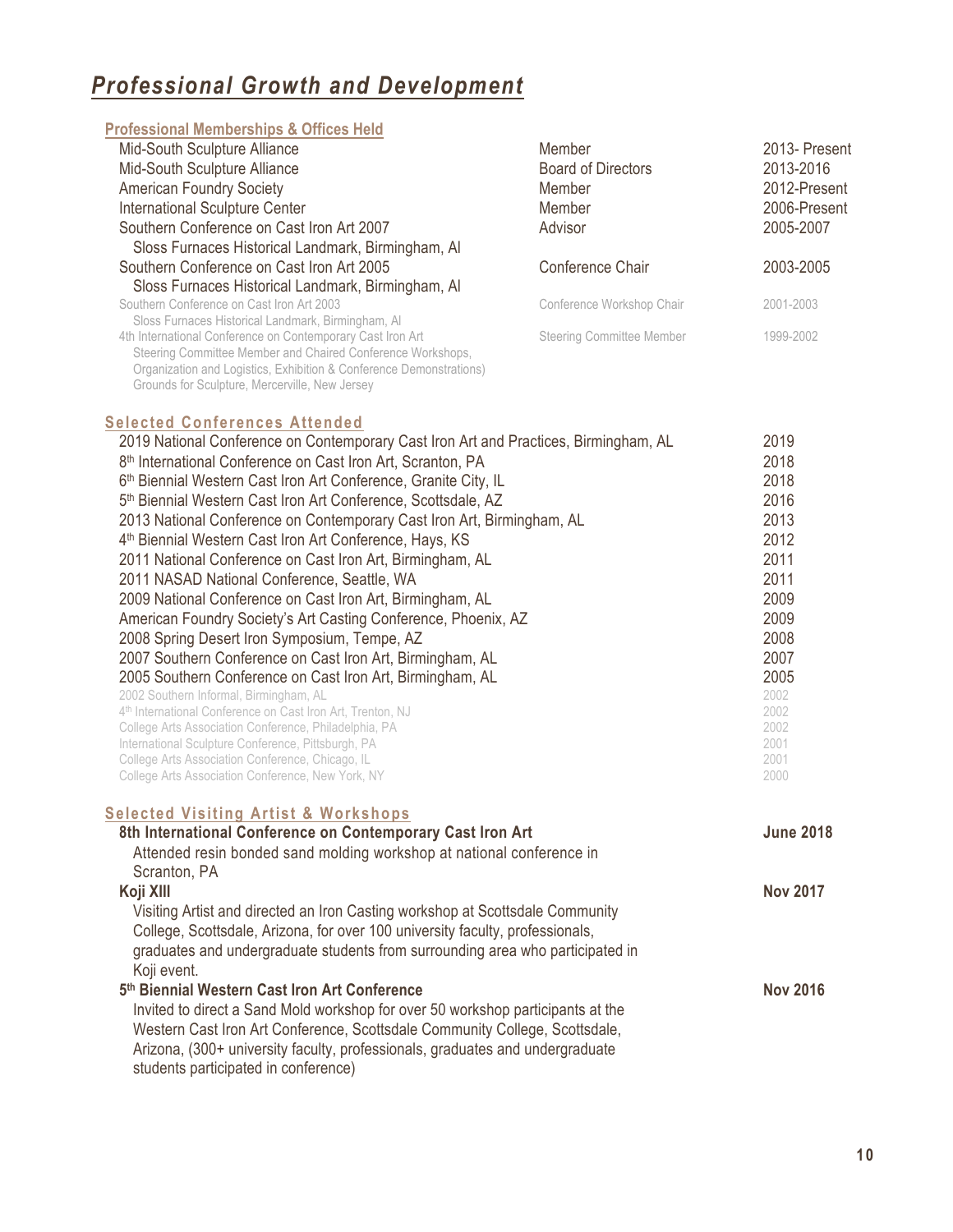# *Professional Growth and Development*

## Professional Memberships & Offices Held

| Organization | Role | Dates |
|---|---|---|
| Mid-South Sculpture Alliance | Member | 2013- Present |
| Mid-South Sculpture Alliance | Board of Directors | 2013-2016 |
| American Foundry Society | Member | 2012-Present |
| International Sculpture Center | Member | 2006-Present |
| Southern Conference on Cast Iron Art 2007<br>Sloss Furnaces Historical Landmark, Birmingham, Al | Advisor | 2005-2007 |
| Southern Conference on Cast Iron Art 2005<br>Sloss Furnaces Historical Landmark, Birmingham, Al | Conference Chair | 2003-2005 |
| Southern Conference on Cast Iron Art 2003<br>Sloss Furnaces Historical Landmark, Birmingham, Al | Conference Workshop Chair | 2001-2003 |
| 4th International Conference on Contemporary Cast Iron Art<br>Steering Committee Member and Chaired Conference Workshops, Organization and Logistics, Exhibition & Conference Demonstrations)<br>Grounds for Sculpture, Mercerville, New Jersey | Steering Committee Member | 1999-2002 |

## Selected Conferences Attended

| Conference | Year |
|---|---|
| 2019 National Conference on Contemporary Cast Iron Art and Practices, Birmingham, AL | 2019 |
| 8th International Conference on Cast Iron Art, Scranton, PA | 2018 |
| 6th Biennial Western Cast Iron Art Conference, Granite City, IL | 2018 |
| 5th Biennial Western Cast Iron Art Conference, Scottsdale, AZ | 2016 |
| 2013 National Conference on Contemporary Cast Iron Art, Birmingham, AL | 2013 |
| 4th Biennial Western Cast Iron Art Conference, Hays, KS | 2012 |
| 2011 National Conference on Cast Iron Art, Birmingham, AL | 2011 |
| 2011 NASAD National Conference, Seattle, WA | 2011 |
| 2009 National Conference on Cast Iron Art, Birmingham, AL | 2009 |
| American Foundry Society's Art Casting Conference, Phoenix, AZ | 2009 |
| 2008 Spring Desert Iron Symposium, Tempe, AZ | 2008 |
| 2007 Southern Conference on Cast Iron Art, Birmingham, AL | 2007 |
| 2005 Southern Conference on Cast Iron Art, Birmingham, AL | 2005 |
| 2002 Southern Informal, Birmingham, AL | 2002 |
| 4th International Conference on Cast Iron Art, Trenton, NJ | 2002 |
| College Arts Association Conference, Philadelphia, PA | 2002 |
| International Sculpture Conference, Pittsburgh, PA | 2001 |
| College Arts Association Conference, Chicago, IL | 2001 |
| College Arts Association Conference, New York, NY | 2000 |

## Selected Visiting Artist & Workshops

**8th International Conference on Contemporary Cast Iron Art** — **June 2018**

Attended resin bonded sand molding workshop at national conference in Scranton, PA

**Koji XIII** — **Nov 2017**

Visiting Artist and directed an Iron Casting workshop at Scottsdale Community College, Scottsdale, Arizona, for over 100 university faculty, professionals, graduates and undergraduate students from surrounding area who participated in Koji event.

**5th Biennial Western Cast Iron Art Conference** — **Nov 2016**

Invited to direct a Sand Mold workshop for over 50 workshop participants at the Western Cast Iron Art Conference, Scottsdale Community College, Scottsdale, Arizona, (300+ university faculty, professionals, graduates and undergraduate students participated in conference)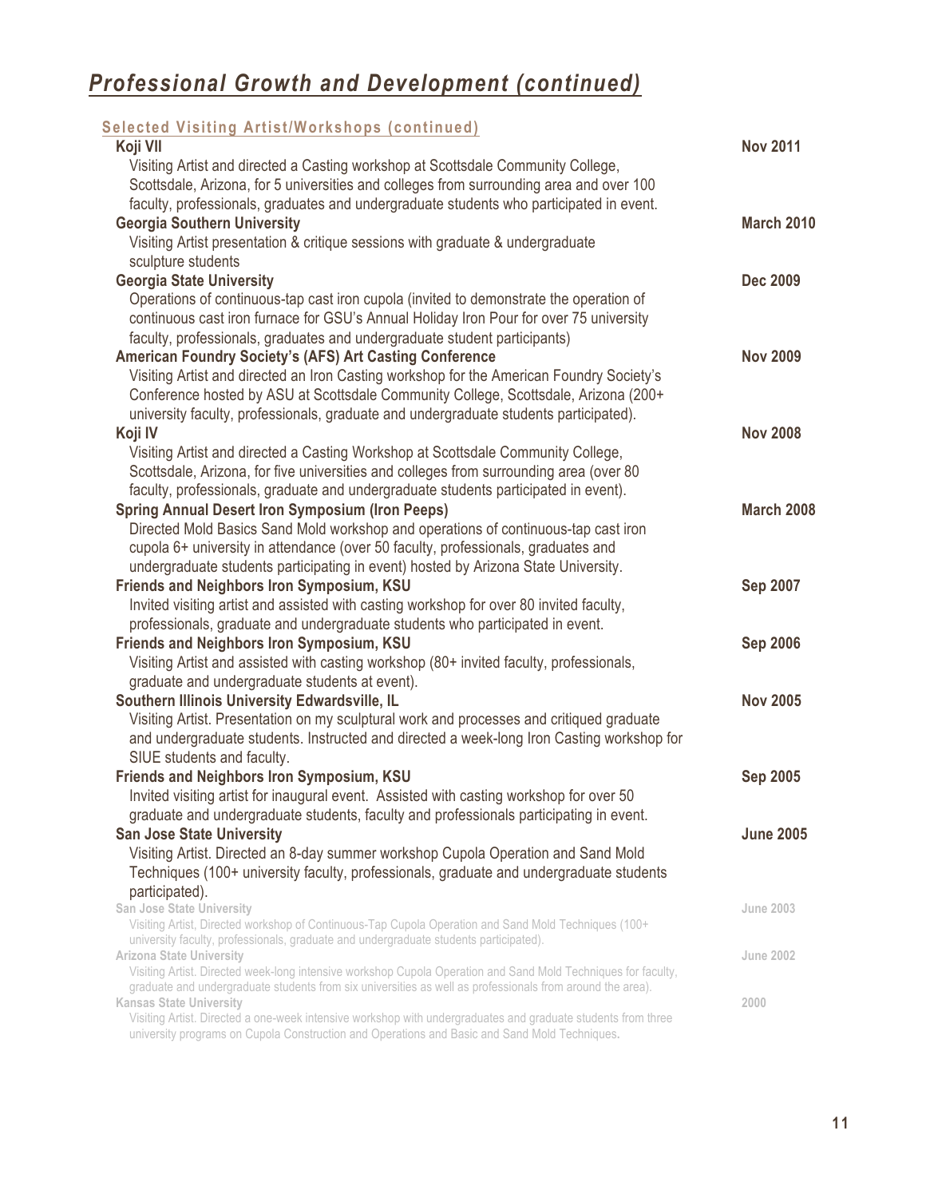# *Professional Growth and Development (continued)*

### Selected Visiting Artist/Workshops (continued)

**Koji VII** — **Nov 2011**
Visiting Artist and directed a Casting workshop at Scottsdale Community College, Scottsdale, Arizona, for 5 universities and colleges from surrounding area and over 100 faculty, professionals, graduates and undergraduate students who participated in event.

**Georgia Southern University** — **March 2010**
Visiting Artist presentation & critique sessions with graduate & undergraduate sculpture students

**Georgia State University** — **Dec 2009**
Operations of continuous-tap cast iron cupola (invited to demonstrate the operation of continuous cast iron furnace for GSU's Annual Holiday Iron Pour for over 75 university faculty, professionals, graduates and undergraduate student participants)

**American Foundry Society's (AFS) Art Casting Conference** — **Nov 2009**
Visiting Artist and directed an Iron Casting workshop for the American Foundry Society's Conference hosted by ASU at Scottsdale Community College, Scottsdale, Arizona (200+ university faculty, professionals, graduate and undergraduate students participated).

**Koji IV** — **Nov 2008**
Visiting Artist and directed a Casting Workshop at Scottsdale Community College, Scottsdale, Arizona, for five universities and colleges from surrounding area (over 80 faculty, professionals, graduate and undergraduate students participated in event).

**Spring Annual Desert Iron Symposium (Iron Peeps)** — **March 2008**
Directed Mold Basics Sand Mold workshop and operations of continuous-tap cast iron cupola 6+ university in attendance (over 50 faculty, professionals, graduates and undergraduate students participating in event) hosted by Arizona State University.

**Friends and Neighbors Iron Symposium, KSU** — **Sep 2007**
Invited visiting artist and assisted with casting workshop for over 80 invited faculty, professionals, graduate and undergraduate students who participated in event.

**Friends and Neighbors Iron Symposium, KSU** — **Sep 2006**
Visiting Artist and assisted with casting workshop (80+ invited faculty, professionals, graduate and undergraduate students at event).

**Southern Illinois University Edwardsville, IL** — **Nov 2005**
Visiting Artist. Presentation on my sculptural work and processes and critiqued graduate and undergraduate students. Instructed and directed a week-long Iron Casting workshop for SIUE students and faculty.

**Friends and Neighbors Iron Symposium, KSU** — **Sep 2005**
Invited visiting artist for inaugural event. Assisted with casting workshop for over 50 graduate and undergraduate students, faculty and professionals participating in event.

**San Jose State University** — **June 2005**
Visiting Artist. Directed an 8-day summer workshop Cupola Operation and Sand Mold Techniques (100+ university faculty, professionals, graduate and undergraduate students participated).

**San Jose State University** — **June 2003**
Visiting Artist, Directed workshop of Continuous-Tap Cupola Operation and Sand Mold Techniques (100+ university faculty, professionals, graduate and undergraduate students participated).

**Arizona State University** — **June 2002**
Visiting Artist. Directed week-long intensive workshop Cupola Operation and Sand Mold Techniques for faculty, graduate and undergraduate students from six universities as well as professionals from around the area).

**Kansas State University** — **2000**
Visiting Artist. Directed a one-week intensive workshop with undergraduates and graduate students from three university programs on Cupola Construction and Operations and Basic and Sand Mold Techniques.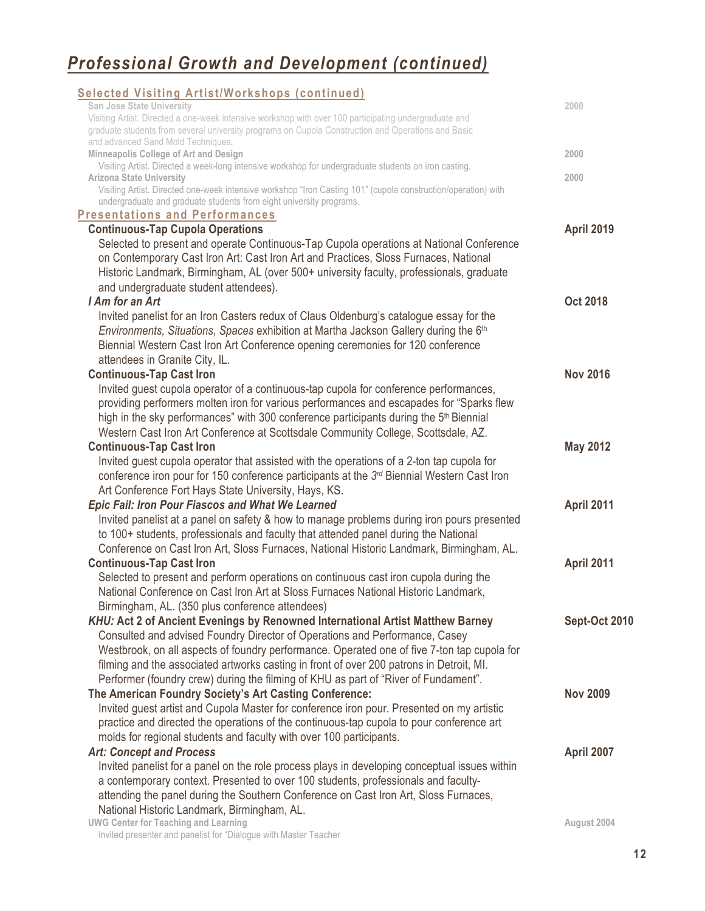# *Professional Growth and Development (continued)*

## Selected Visiting Artist/Workshops (continued)

**San Jose State University** — 2000
Visiting Artist. Directed a one-week intensive workshop with over 100 participating undergraduate and graduate students from several university programs on Cupola Construction and Operations and Basic and advanced Sand Mold Techniques.

**Minneapolis College of Art and Design** — 2000
Visiting Artist. Directed a week-long intensive workshop for undergraduate students on iron casting.

**Arizona State University** — 2000
Visiting Artist. Directed one-week intensive workshop "Iron Casting 101" (cupola construction/operation) with undergraduate and graduate students from eight university programs.

## Presentations and Performances

**Continuous-Tap Cupola Operations** — **April 2019**
Selected to present and operate Continuous-Tap Cupola operations at National Conference on Contemporary Cast Iron Art: Cast Iron Art and Practices, Sloss Furnaces, National Historic Landmark, Birmingham, AL (over 500+ university faculty, professionals, graduate and undergraduate student attendees).

***I Am for an Art*** — **Oct 2018**
Invited panelist for an Iron Casters redux of Claus Oldenburg's catalogue essay for the *Environments, Situations, Spaces* exhibition at Martha Jackson Gallery during the 6th Biennial Western Cast Iron Art Conference opening ceremonies for 120 conference attendees in Granite City, IL.

**Continuous-Tap Cast Iron** — **Nov 2016**
Invited guest cupola operator of a continuous-tap cupola for conference performances, providing performers molten iron for various performances and escapades for "Sparks flew high in the sky performances" with 300 conference participants during the 5th Biennial Western Cast Iron Art Conference at Scottsdale Community College, Scottsdale, AZ.

**Continuous-Tap Cast Iron** — **May 2012**
Invited guest cupola operator that assisted with the operations of a 2-ton tap cupola for conference iron pour for 150 conference participants at the *3rd* Biennial Western Cast Iron Art Conference Fort Hays State University, Hays, KS.

***Epic Fail: Iron Pour Fiascos and What We Learned*** — **April 2011**
Invited panelist at a panel on safety & how to manage problems during iron pours presented to 100+ students, professionals and faculty that attended panel during the National Conference on Cast Iron Art, Sloss Furnaces, National Historic Landmark, Birmingham, AL.

**Continuous-Tap Cast Iron** — **April 2011**
Selected to present and perform operations on continuous cast iron cupola during the National Conference on Cast Iron Art at Sloss Furnaces National Historic Landmark, Birmingham, AL. (350 plus conference attendees)

***KHU:* Act 2 of Ancient Evenings by Renowned International Artist Matthew Barney** — **Sept-Oct 2010**
Consulted and advised Foundry Director of Operations and Performance, Casey Westbrook, on all aspects of foundry performance. Operated one of five 7-ton tap cupola for filming and the associated artworks casting in front of over 200 patrons in Detroit, MI. Performer (foundry crew) during the filming of KHU as part of "River of Fundament".

**The American Foundry Society's Art Casting Conference:** — **Nov 2009**
Invited guest artist and Cupola Master for conference iron pour. Presented on my artistic practice and directed the operations of the continuous-tap cupola to pour conference art molds for regional students and faculty with over 100 participants.

***Art: Concept and Process*** — **April 2007**
Invited panelist for a panel on the role process plays in developing conceptual issues within a contemporary context. Presented to over 100 students, professionals and faculty-attending the panel during the Southern Conference on Cast Iron Art, Sloss Furnaces, National Historic Landmark, Birmingham, AL.

**UWG Center for Teaching and Learning** — August 2004
Invited presenter and panelist for "Dialogue with Master Teacher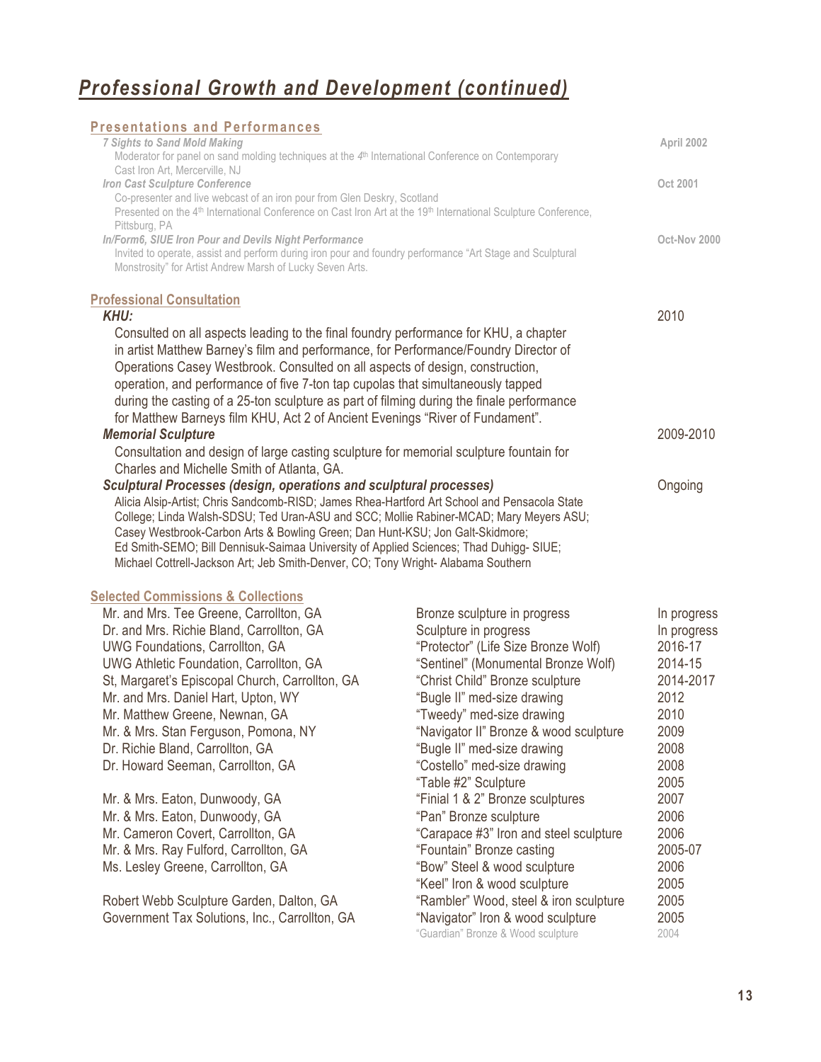# *Professional Growth and Development (continued)*

## Presentations and Performances

***7 Sights to Sand Mold Making*** — April 2002
Moderator for panel on sand molding techniques at the 4th International Conference on Contemporary Cast Iron Art, Mercerville, NJ

***Iron Cast Sculpture Conference*** — Oct 2001
Co-presenter and live webcast of an iron pour from Glen Deskry, Scotland
Presented on the 4th International Conference on Cast Iron Art at the 19th International Sculpture Conference, Pittsburg, PA

***In/Form6, SIUE Iron Pour and Devils Night Performance*** — Oct-Nov 2000
Invited to operate, assist and perform during iron pour and foundry performance "Art Stage and Sculptural Monstrosity" for Artist Andrew Marsh of Lucky Seven Arts.

## Professional Consultation

***KHU:*** — 2010
Consulted on all aspects leading to the final foundry performance for KHU, a chapter in artist Matthew Barney's film and performance, for Performance/Foundry Director of Operations Casey Westbrook. Consulted on all aspects of design, construction, operation, and performance of five 7-ton tap cupolas that simultaneously tapped during the casting of a 25-ton sculpture as part of filming during the finale performance for Matthew Barneys film KHU, Act 2 of Ancient Evenings "River of Fundament".

***Memorial Sculpture*** — 2009-2010
Consultation and design of large casting sculpture for memorial sculpture fountain for Charles and Michelle Smith of Atlanta, GA.

***Sculptural Processes (design, operations and sculptural processes)*** — Ongoing
Alicia Alsip-Artist; Chris Sandcomb-RISD; James Rhea-Hartford Art School and Pensacola State College; Linda Walsh-SDSU; Ted Uran-ASU and SCC; Mollie Rabiner-MCAD; Mary Meyers ASU; Casey Westbrook-Carbon Arts & Bowling Green; Dan Hunt-KSU; Jon Galt-Skidmore; Ed Smith-SEMO; Bill Dennisuk-Saimaa University of Applied Sciences; Thad Duhigg- SIUE; Michael Cottrell-Jackson Art; Jeb Smith-Denver, CO; Tony Wright- Alabama Southern

## Selected Commissions & Collections

| | | |
|---|---|---|
| Mr. and Mrs. Tee Greene, Carrollton, GA | Bronze sculpture in progress | In progress |
| Dr. and Mrs. Richie Bland, Carrollton, GA | Sculpture in progress | In progress |
| UWG Foundations, Carrollton, GA | "Protector" (Life Size Bronze Wolf) | 2016-17 |
| UWG Athletic Foundation, Carrollton, GA | "Sentinel" (Monumental Bronze Wolf) | 2014-15 |
| St, Margaret's Episcopal Church, Carrollton, GA | "Christ Child" Bronze sculpture | 2014-2017 |
| Mr. and Mrs. Daniel Hart, Upton, WY | "Bugle II" med-size drawing | 2012 |
| Mr. Matthew Greene, Newnan, GA | "Tweedy" med-size drawing | 2010 |
| Mr. & Mrs. Stan Ferguson, Pomona, NY | "Navigator II" Bronze & wood sculpture | 2009 |
| Dr. Richie Bland, Carrollton, GA | "Bugle II" med-size drawing | 2008 |
| Dr. Howard Seeman, Carrollton, GA | "Costello" med-size drawing | 2008 |
| | "Table #2" Sculpture | 2005 |
| Mr. & Mrs. Eaton, Dunwoody, GA | "Finial 1 & 2" Bronze sculptures | 2007 |
| Mr. & Mrs. Eaton, Dunwoody, GA | "Pan" Bronze sculpture | 2006 |
| Mr. Cameron Covert, Carrollton, GA | "Carapace #3" Iron and steel sculpture | 2006 |
| Mr. & Mrs. Ray Fulford, Carrollton, GA | "Fountain" Bronze casting | 2005-07 |
| Ms. Lesley Greene, Carrollton, GA | "Bow" Steel & wood sculpture | 2006 |
| | "Keel" Iron & wood sculpture | 2005 |
| Robert Webb Sculpture Garden, Dalton, GA | "Rambler" Wood, steel & iron sculpture | 2005 |
| Government Tax Solutions, Inc., Carrollton, GA | "Navigator" Iron & wood sculpture | 2005 |
| | "Guardian" Bronze & Wood sculpture | 2004 |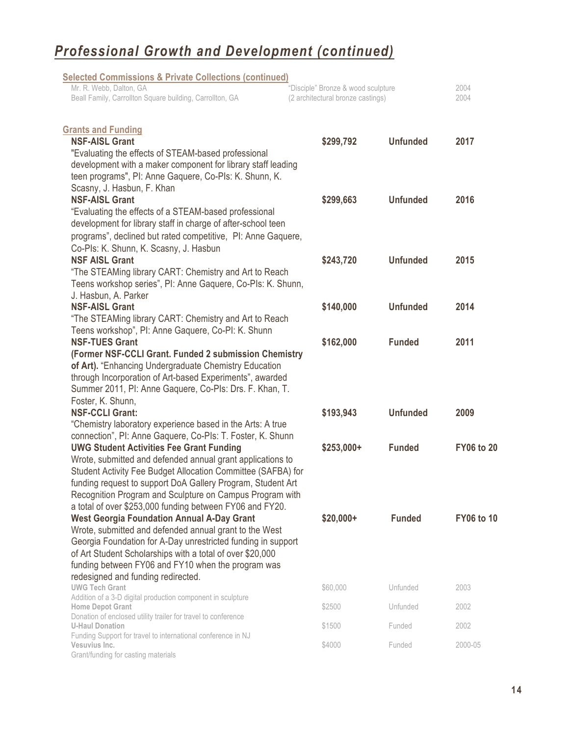## *Professional Growth and Development (continued)*

### Selected Commissions & Private Collections (continued)

| | | |
|---|---|---|
| Mr. R. Webb, Dalton, GA | "Disciple" Bronze & wood sculpture | 2004 |
| Beall Family, Carrollton Square building, Carrollton, GA | (2 architectural bronze castings) | 2004 |

### Grants and Funding

| | | | |
|---|---|---|---|
| **NSF-AISL Grant**<br>"Evaluating the effects of STEAM-based professional development with a maker component for library staff leading teen programs", PI: Anne Gaquere, Co-PIs: K. Shunn, K. Scasny, J. Hasbun, F. Khan | **$299,792** | **Unfunded** | **2017** |
| **NSF-AISL Grant**<br>"Evaluating the effects of a STEAM-based professional development for library staff in charge of after-school teen programs", declined but rated competitive, PI: Anne Gaquere, Co-PIs: K. Shunn, K. Scasny, J. Hasbun | **$299,663** | **Unfunded** | **2016** |
| **NSF AISL Grant**<br>"The STEAMing library CART: Chemistry and Art to Reach Teens workshop series", PI: Anne Gaquere, Co-PIs: K. Shunn, J. Hasbun, A. Parker | **$243,720** | **Unfunded** | **2015** |
| **NSF-AISL Grant**<br>"The STEAMing library CART: Chemistry and Art to Reach Teens workshop", PI: Anne Gaquere, Co-PI: K. Shunn | **$140,000** | **Unfunded** | **2014** |
| **NSF-TUES Grant**<br>**(Former NSF-CCLI Grant. Funded 2 submission Chemistry of Art).** "Enhancing Undergraduate Chemistry Education through Incorporation of Art-based Experiments", awarded Summer 2011, PI: Anne Gaquere, Co-PIs: Drs. F. Khan, T. Foster, K. Shunn, | **$162,000** | **Funded** | **2011** |
| **NSF-CCLI Grant:**<br>"Chemistry laboratory experience based in the Arts: A true connection", PI: Anne Gaquere, Co-PIs: T. Foster, K. Shunn | **$193,943** | **Unfunded** | **2009** |
| **UWG Student Activities Fee Grant Funding**<br>Wrote, submitted and defended annual grant applications to Student Activity Fee Budget Allocation Committee (SAFBA) for funding request to support DoA Gallery Program, Student Art Recognition Program and Sculpture on Campus Program with a total of over $253,000 funding between FY06 and FY20. | **$253,000+** | **Funded** | **FY06 to 20** |
| **West Georgia Foundation Annual A-Day Grant**<br>Wrote, submitted and defended annual grant to the West Georgia Foundation for A-Day unrestricted funding in support of Art Student Scholarships with a total of over $20,000 funding between FY06 and FY10 when the program was redesigned and funding redirected. | **$20,000+** | **Funded** | **FY06 to 10** |
| **UWG Tech Grant**<br>Addition of a 3-D digital production component in sculpture | $60,000 | Unfunded | 2003 |
| **Home Depot Grant**<br>Donation of enclosed utility trailer for travel to conference | $2500 | Unfunded | 2002 |
| **U-Haul Donation**<br>Funding Support for travel to international conference in NJ | $1500 | Funded | 2002 |
| **Vesuvius Inc.**<br>Grant/funding for casting materials | $4000 | Funded | 2000-05 |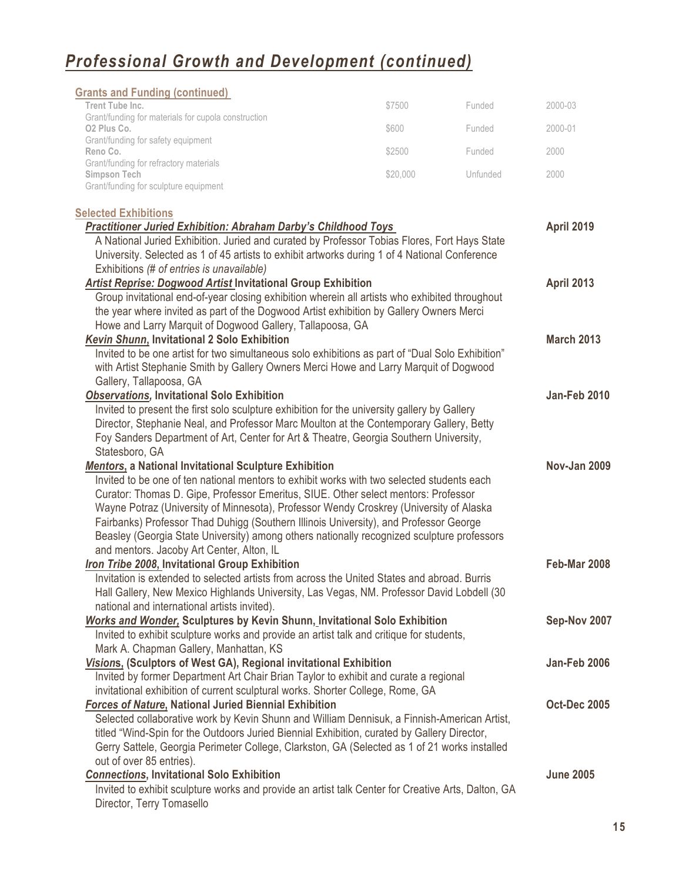# *Professional Growth and Development (continued)*

## Grants and Funding (continued)

| | | | |
|---|---|---|---|
| **Trent Tube Inc.**<br>Grant/funding for materials for cupola construction | $7500 | Funded | 2000-03 |
| **O2 Plus Co.**<br>Grant/funding for safety equipment | $600 | Funded | 2000-01 |
| **Reno Co.**<br>Grant/funding for refractory materials | $2500 | Funded | 2000 |
| **Simpson Tech**<br>Grant/funding for sculpture equipment | $20,000 | Unfunded | 2000 |

## Selected Exhibitions

***Practitioner Juried Exhibition: Abraham Darby's Childhood Toys*** — **April 2019**

A National Juried Exhibition. Juried and curated by Professor Tobias Flores, Fort Hays State University. Selected as 1 of 45 artists to exhibit artworks during 1 of 4 National Conference Exhibitions *(# of entries is unavailable)*

***Artist Reprise: Dogwood Artist* Invitational Group Exhibition** — **April 2013**

Group invitational end-of-year closing exhibition wherein all artists who exhibited throughout the year where invited as part of the Dogwood Artist exhibition by Gallery Owners Merci Howe and Larry Marquit of Dogwood Gallery, Tallapoosa, GA

***Kevin Shunn*, Invitational 2 Solo Exhibition** — **March 2013**

Invited to be one artist for two simultaneous solo exhibitions as part of "Dual Solo Exhibition" with Artist Stephanie Smith by Gallery Owners Merci Howe and Larry Marquit of Dogwood Gallery, Tallapoosa, GA

***Observations*, Invitational Solo Exhibition** — **Jan-Feb 2010**

Invited to present the first solo sculpture exhibition for the university gallery by Gallery Director, Stephanie Neal, and Professor Marc Moulton at the Contemporary Gallery, Betty Foy Sanders Department of Art, Center for Art & Theatre, Georgia Southern University, Statesboro, GA

***Mentors*, a National Invitational Sculpture Exhibition** — **Nov-Jan 2009**

Invited to be one of ten national mentors to exhibit works with two selected students each Curator: Thomas D. Gipe, Professor Emeritus, SIUE. Other select mentors: Professor Wayne Potraz (University of Minnesota), Professor Wendy Croskrey (University of Alaska Fairbanks) Professor Thad Duhigg (Southern Illinois University), and Professor George Beasley (Georgia State University) among others nationally recognized sculpture professors and mentors. Jacoby Art Center, Alton, IL

***Iron Tribe 2008*, Invitational Group Exhibition** — **Feb-Mar 2008**

Invitation is extended to selected artists from across the United States and abroad. Burris Hall Gallery, New Mexico Highlands University, Las Vegas, NM. Professor David Lobdell (30 national and international artists invited).

***Works and Wonder*, Sculptures by Kevin Shunn, Invitational Solo Exhibition** — **Sep-Nov 2007**

Invited to exhibit sculpture works and provide an artist talk and critique for students, Mark A. Chapman Gallery, Manhattan, KS

***Visions*, (Sculptors of West GA), Regional invitational Exhibition** — **Jan-Feb 2006**

Invited by former Department Art Chair Brian Taylor to exhibit and curate a regional invitational exhibition of current sculptural works. Shorter College, Rome, GA

***Forces of Nature*, National Juried Biennial Exhibition** — **Oct-Dec 2005**

Selected collaborative work by Kevin Shunn and William Dennisuk, a Finnish-American Artist, titled "Wind-Spin for the Outdoors Juried Biennial Exhibition, curated by Gallery Director, Gerry Sattele, Georgia Perimeter College, Clarkston, GA (Selected as 1 of 21 works installed out of over 85 entries).

***Connections*, Invitational Solo Exhibition** — **June 2005**

Invited to exhibit sculpture works and provide an artist talk Center for Creative Arts, Dalton, GA Director, Terry Tomasello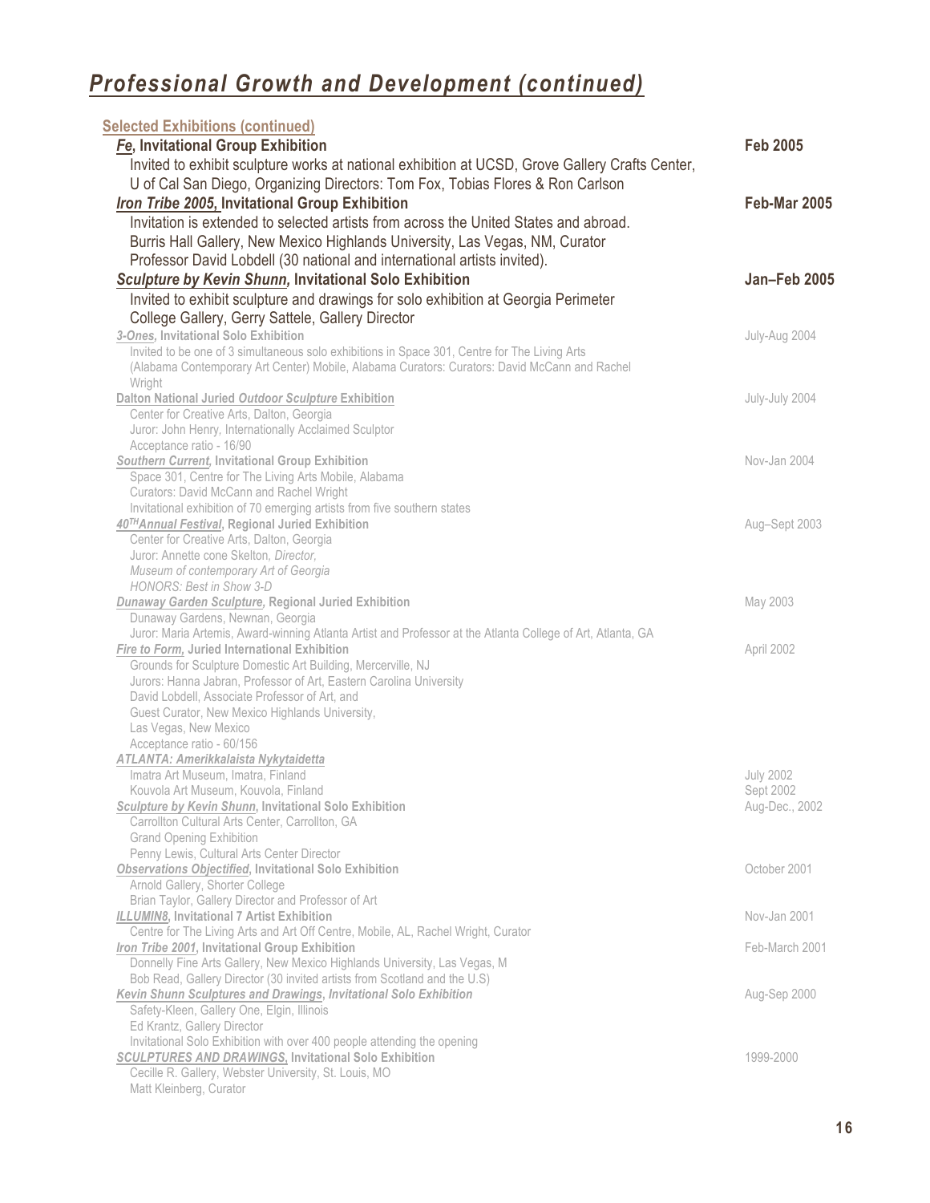# *Professional Growth and Development (continued)*

**Selected Exhibitions (continued)**

***Fe*, Invitational Group Exhibition** — **Feb 2005**
Invited to exhibit sculpture works at national exhibition at UCSD, Grove Gallery Crafts Center, U of Cal San Diego, Organizing Directors: Tom Fox, Tobias Flores & Ron Carlson

***Iron Tribe 2005*, Invitational Group Exhibition** — **Feb-Mar 2005**
Invitation is extended to selected artists from across the United States and abroad. Burris Hall Gallery, New Mexico Highlands University, Las Vegas, NM, Curator Professor David Lobdell (30 national and international artists invited).

***Sculpture by Kevin Shunn*, Invitational Solo Exhibition** — **Jan–Feb 2005**
Invited to exhibit sculpture and drawings for solo exhibition at Georgia Perimeter College Gallery, Gerry Sattele, Gallery Director

***3-Ones*, Invitational Solo Exhibition** — July-Aug 2004
Invited to be one of 3 simultaneous solo exhibitions in Space 301, Centre for The Living Arts (Alabama Contemporary Art Center) Mobile, Alabama Curators: Curators: David McCann and Rachel Wright

**Dalton National Juried *Outdoor Sculpture* Exhibition** — July-July 2004
Center for Creative Arts, Dalton, Georgia
Juror: John Henry, Internationally Acclaimed Sculptor
Acceptance ratio - 16/90

***Southern Current*, Invitational Group Exhibition** — Nov-Jan 2004
Space 301, Centre for The Living Arts Mobile, Alabama
Curators: David McCann and Rachel Wright
Invitational exhibition of 70 emerging artists from five southern states

***40TH Annual Festival*, Regional Juried Exhibition** — Aug–Sept 2003
Center for Creative Arts, Dalton, Georgia
Juror: Annette cone Skelton, *Director, Museum of contemporary Art of Georgia*
*HONORS: Best in Show 3-D*

***Dunaway Garden Sculpture*, Regional Juried Exhibition** — May 2003
Dunaway Gardens, Newnan, Georgia
Juror: Maria Artemis, Award-winning Atlanta Artist and Professor at the Atlanta College of Art, Atlanta, GA

***Fire to Form*, Juried International Exhibition** — April 2002
Grounds for Sculpture Domestic Art Building, Mercerville, NJ
Jurors: Hanna Jabran, Professor of Art, Eastern Carolina University
David Lobdell, Associate Professor of Art, and
Guest Curator, New Mexico Highlands University,
Las Vegas, New Mexico
Acceptance ratio - 60/156

***ATLANTA: Amerikkalaista Nykytaidetta***
Imatra Art Museum, Imatra, Finland — July 2002
Kouvola Art Museum, Kouvola, Finland — Sept 2002

***Sculpture by Kevin Shunn*, Invitational Solo Exhibition** — Aug-Dec., 2002
Carrollton Cultural Arts Center, Carrollton, GA
Grand Opening Exhibition
Penny Lewis, Cultural Arts Center Director

***Observations Objectified*, Invitational Solo Exhibition** — October 2001
Arnold Gallery, Shorter College
Brian Taylor, Gallery Director and Professor of Art

***ILLUMIN8*, Invitational 7 Artist Exhibition** — Nov-Jan 2001
Centre for The Living Arts and Art Off Centre, Mobile, AL, Rachel Wright, Curator

***Iron Tribe 2001*, Invitational Group Exhibition** — Feb-March 2001
Donnelly Fine Arts Gallery, New Mexico Highlands University, Las Vegas, M
Bob Read, Gallery Director (30 invited artists from Scotland and the U.S)

***Kevin Shunn Sculptures and Drawings*, *Invitational Solo Exhibition*** — Aug-Sep 2000
Safety-Kleen, Gallery One, Elgin, Illinois
Ed Krantz, Gallery Director
Invitational Solo Exhibition with over 400 people attending the opening

***SCULPTURES AND DRAWINGS*, Invitational Solo Exhibition** — 1999-2000
Cecille R. Gallery, Webster University, St. Louis, MO
Matt Kleinberg, Curator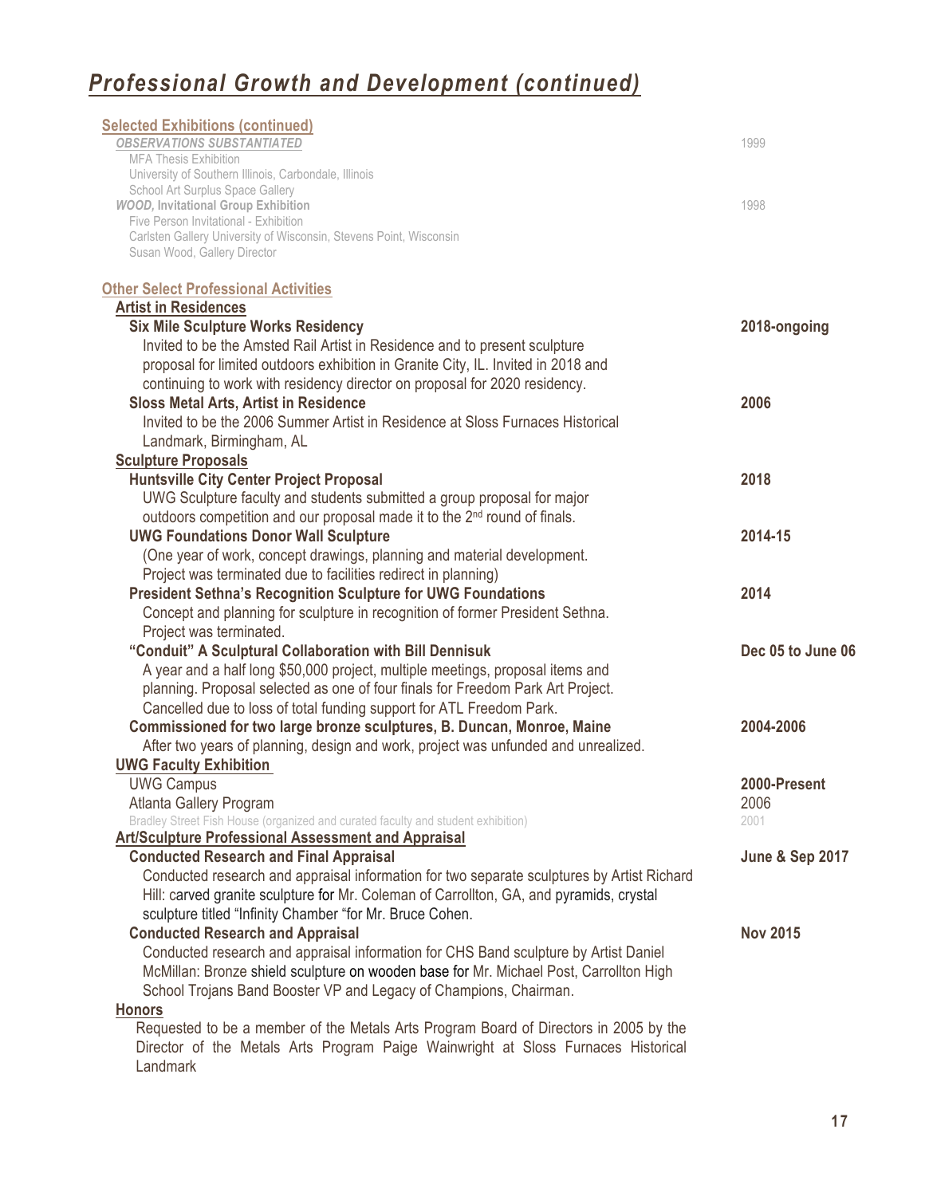# *Professional Growth and Development (continued)*

## Selected Exhibitions (continued)

***OBSERVATIONS SUBSTANTIATED*** — 1999
MFA Thesis Exhibition
University of Southern Illinois, Carbondale, Illinois
School Art Surplus Space Gallery

***WOOD*, Invitational Group Exhibition** — 1998
Five Person Invitational - Exhibition
Carlsten Gallery University of Wisconsin, Stevens Point, Wisconsin
Susan Wood, Gallery Director

## Other Select Professional Activities

### Artist in Residences

**Six Mile Sculpture Works Residency** — **2018-ongoing**
Invited to be the Amsted Rail Artist in Residence and to present sculpture proposal for limited outdoors exhibition in Granite City, IL. Invited in 2018 and continuing to work with residency director on proposal for 2020 residency.

**Sloss Metal Arts, Artist in Residence** — **2006**
Invited to be the 2006 Summer Artist in Residence at Sloss Furnaces Historical Landmark, Birmingham, AL

### Sculpture Proposals

**Huntsville City Center Project Proposal** — **2018**
UWG Sculpture faculty and students submitted a group proposal for major outdoors competition and our proposal made it to the 2nd round of finals.

**UWG Foundations Donor Wall Sculpture** — **2014-15**
(One year of work, concept drawings, planning and material development. Project was terminated due to facilities redirect in planning)

**President Sethna's Recognition Sculpture for UWG Foundations** — **2014**
Concept and planning for sculpture in recognition of former President Sethna. Project was terminated.

**"Conduit" A Sculptural Collaboration with Bill Dennisuk** — **Dec 05 to June 06**
A year and a half long $50,000 project, multiple meetings, proposal items and planning. Proposal selected as one of four finals for Freedom Park Art Project. Cancelled due to loss of total funding support for ATL Freedom Park.

**Commissioned for two large bronze sculptures, B. Duncan, Monroe, Maine** — **2004-2006**
After two years of planning, design and work, project was unfunded and unrealized.

### UWG Faculty Exhibition

UWG Campus — **2000-Present**
Atlanta Gallery Program — 2006
Bradley Street Fish House (organized and curated faculty and student exhibition) — 2001

### Art/Sculpture Professional Assessment and Appraisal

**Conducted Research and Final Appraisal** — **June & Sep 2017**
Conducted research and appraisal information for two separate sculptures by Artist Richard Hill: carved granite sculpture for Mr. Coleman of Carrollton, GA, and pyramids, crystal sculpture titled "Infinity Chamber "for Mr. Bruce Cohen.

**Conducted Research and Appraisal** — **Nov 2015**
Conducted research and appraisal information for CHS Band sculpture by Artist Daniel McMillan: Bronze shield sculpture on wooden base for Mr. Michael Post, Carrollton High School Trojans Band Booster VP and Legacy of Champions, Chairman.

### Honors

Requested to be a member of the Metals Arts Program Board of Directors in 2005 by the Director of the Metals Arts Program Paige Wainwright at Sloss Furnaces Historical Landmark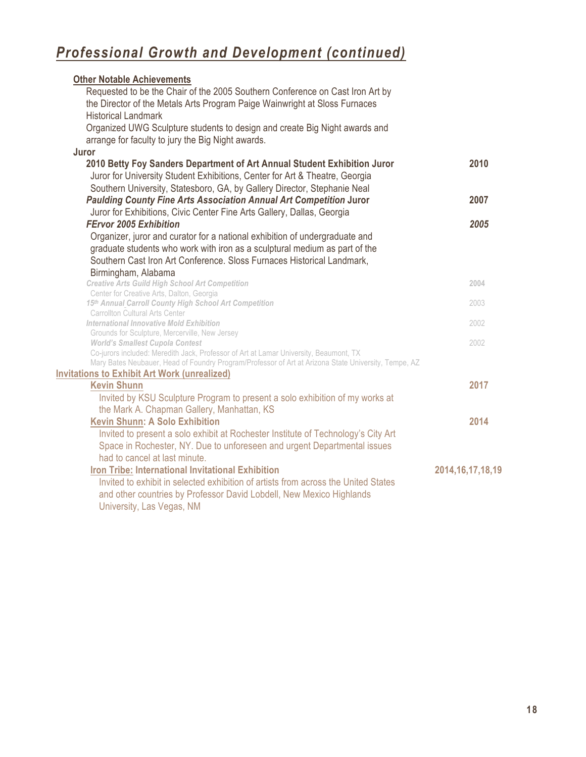# *Professional Growth and Development (continued)*

**Other Notable Achievements**

Requested to be the Chair of the 2005 Southern Conference on Cast Iron Art by the Director of the Metals Arts Program Paige Wainwright at Sloss Furnaces Historical Landmark

Organized UWG Sculpture students to design and create Big Night awards and arrange for faculty to jury the Big Night awards.

**Juror**

**2010 Betty Foy Sanders Department of Art Annual Student Exhibition Juror** — **2010**
Juror for University Student Exhibitions, Center for Art & Theatre, Georgia Southern University, Statesboro, GA, by Gallery Director, Stephanie Neal

***Paulding County Fine Arts Association Annual Art Competition* Juror** — **2007**
Juror for Exhibitions, Civic Center Fine Arts Gallery, Dallas, Georgia

***FErvor 2005 Exhibition*** — ***2005***
Organizer, juror and curator for a national exhibition of undergraduate and graduate students who work with iron as a sculptural medium as part of the Southern Cast Iron Art Conference. Sloss Furnaces Historical Landmark, Birmingham, Alabama

***Creative Arts Guild High School Art Competition*** — 2004
Center for Creative Arts, Dalton, Georgia

***15th Annual Carroll County High School Art Competition*** — 2003
Carrollton Cultural Arts Center

***International Innovative Mold Exhibition*** — 2002
Grounds for Sculpture, Mercerville, New Jersey

***World's Smallest Cupola Contest*** — 2002
Co-jurors included: Meredith Jack, Professor of Art at Lamar University, Beaumont, TX
Mary Bates Neubauer, Head of Foundry Program/Professor of Art at Arizona State University, Tempe, AZ

**Invitations to Exhibit Art Work (unrealized)**

**Kevin Shunn** — **2017**
Invited by KSU Sculpture Program to present a solo exhibition of my works at the Mark A. Chapman Gallery, Manhattan, KS

**Kevin Shunn: A Solo Exhibition** — **2014**
Invited to present a solo exhibit at Rochester Institute of Technology's City Art Space in Rochester, NY. Due to unforeseen and urgent Departmental issues had to cancel at last minute.

**Iron Tribe: International Invitational Exhibition** — **2014,16,17,18,19**
Invited to exhibit in selected exhibition of artists from across the United States and other countries by Professor David Lobdell, New Mexico Highlands University, Las Vegas, NM